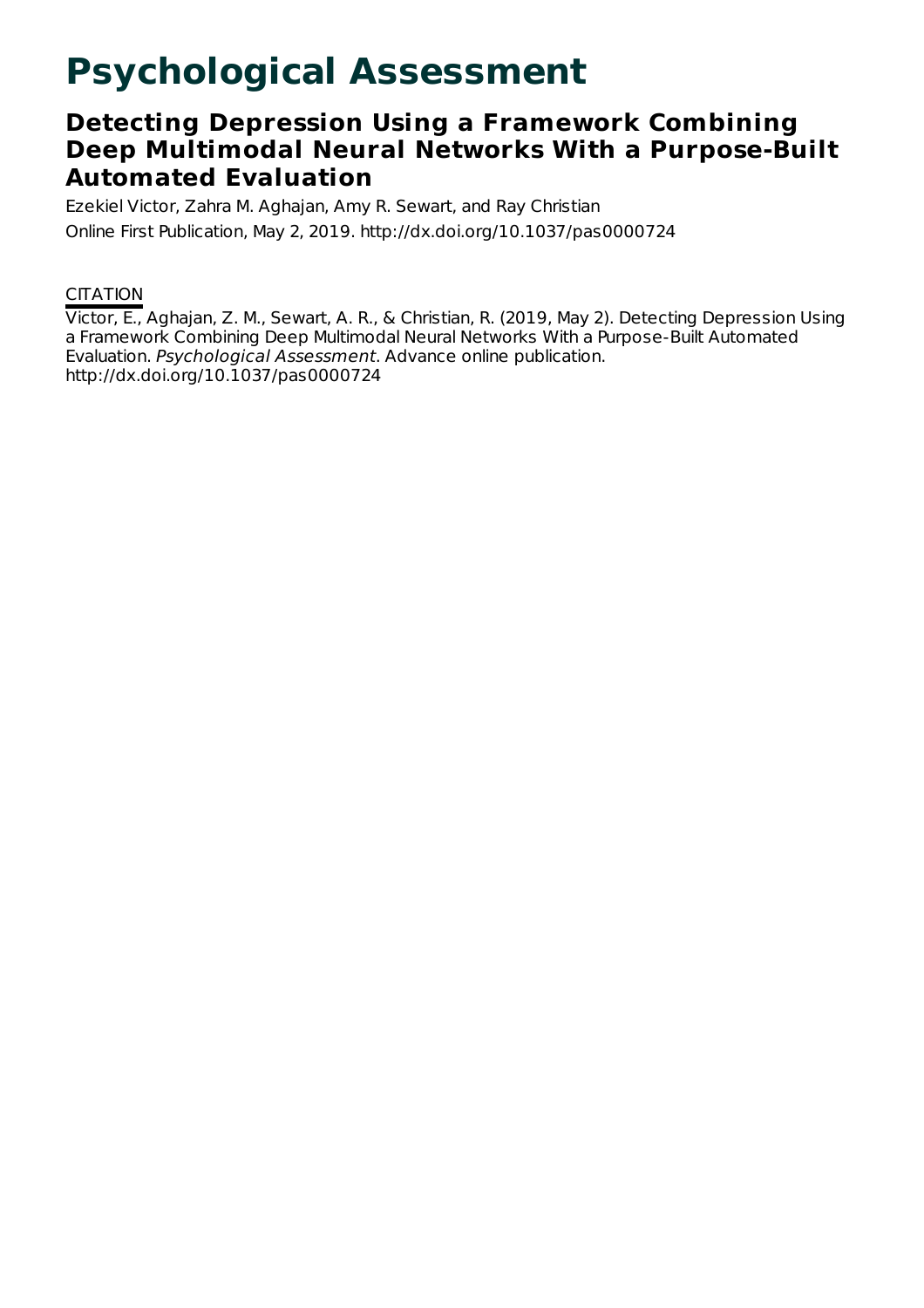# Psychological Assessment

## Detecting Depression Using a Framework Combining Deep Multimodal Neural Networks With a Purpose-Built Automated Evaluation

Ezekiel Victor, Zahra M. Aghajan, Amy R. Sewart, and Ray Christian

Online First Publication, May 2, 2019. http://dx.doi.org/10.1037/pas0000724

CITATION

Victor, E., Aghajan, Z. M., Sewart, A. R., & Christian, R. (2019, May 2). Detecting Depression Using a Framework Combining Deep Multimodal Neural Networks With a Purpose-Built Automated Evaluation. *Psychological Assessment*. Advance online publication. http://dx.doi.org/10.1037/pas0000724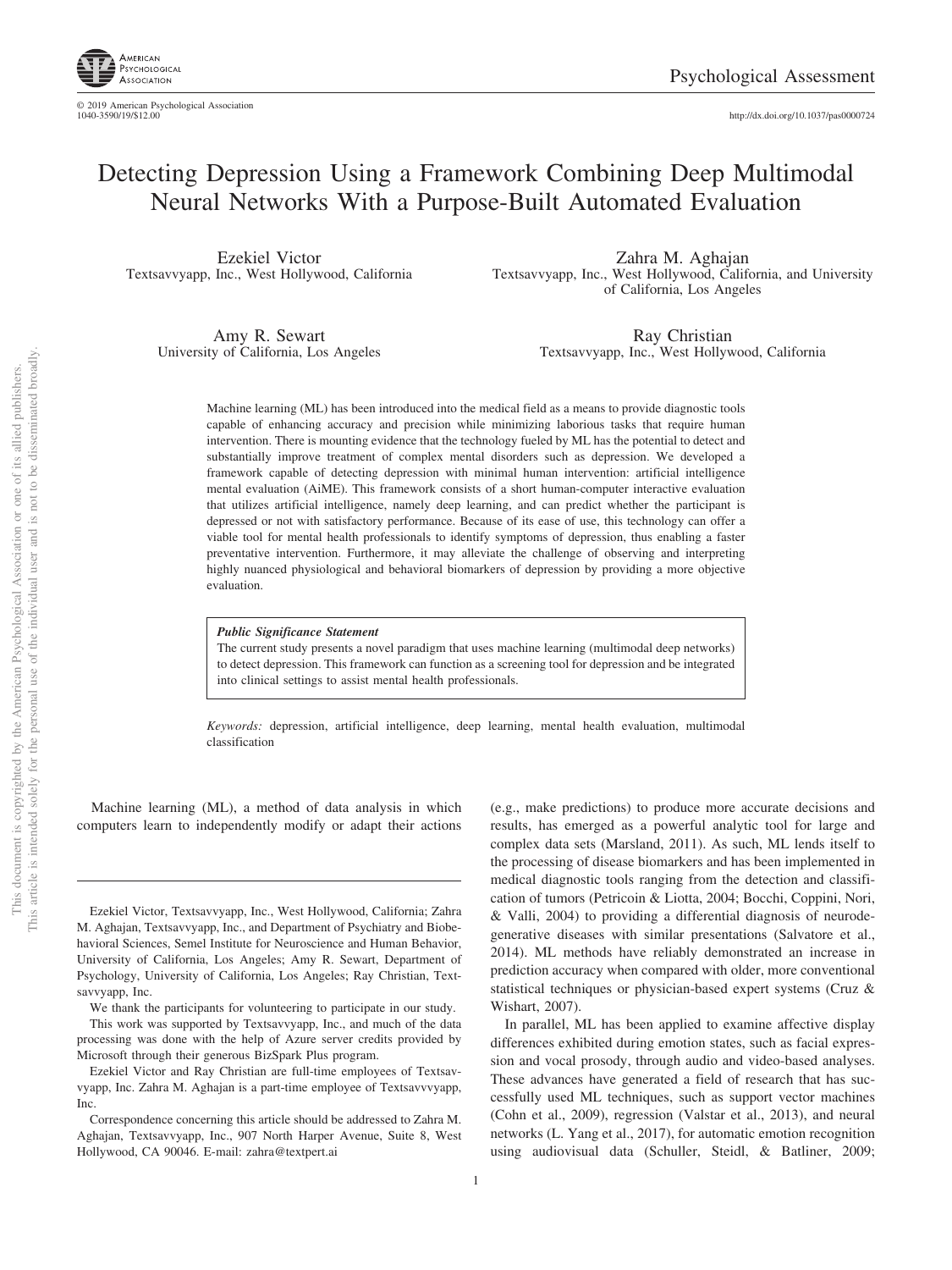# Detecting Depression Using a Framework Combining Deep Multimodal Neural Networks With a Purpose-Built Automated Evaluation

Ezekiel Victor
Textsavvyapp, Inc., West Hollywood, California

Zahra M. Aghajan
Textsavvyapp, Inc., West Hollywood, California, and University of California, Los Angeles

Amy R. Sewart
University of California, Los Angeles

Ray Christian
Textsavvyapp, Inc., West Hollywood, California

Machine learning (ML) has been introduced into the medical field as a means to provide diagnostic tools capable of enhancing accuracy and precision while minimizing laborious tasks that require human intervention. There is mounting evidence that the technology fueled by ML has the potential to detect and substantially improve treatment of complex mental disorders such as depression. We developed a framework capable of detecting depression with minimal human intervention: artificial intelligence mental evaluation (AiME). This framework consists of a short human-computer interactive evaluation that utilizes artificial intelligence, namely deep learning, and can predict whether the participant is depressed or not with satisfactory performance. Because of its ease of use, this technology can offer a viable tool for mental health professionals to identify symptoms of depression, thus enabling a faster preventative intervention. Furthermore, it may alleviate the challenge of observing and interpreting highly nuanced physiological and behavioral biomarkers of depression by providing a more objective evaluation.

***Public Significance Statement***

The current study presents a novel paradigm that uses machine learning (multimodal deep networks) to detect depression. This framework can function as a screening tool for depression and be integrated into clinical settings to assist mental health professionals.

*Keywords:* depression, artificial intelligence, deep learning, mental health evaluation, multimodal classification

Machine learning (ML), a method of data analysis in which computers learn to independently modify or adapt their actions (e.g., make predictions) to produce more accurate decisions and results, has emerged as a powerful analytic tool for large and complex data sets (Marsland, 2011). As such, ML lends itself to the processing of disease biomarkers and has been implemented in medical diagnostic tools ranging from the detection and classification of tumors (Petricoin & Liotta, 2004; Bocchi, Coppini, Nori, & Valli, 2004) to providing a differential diagnosis of neurodegenerative diseases with similar presentations (Salvatore et al., 2014). ML methods have reliably demonstrated an increase in prediction accuracy when compared with older, more conventional statistical techniques or physician-based expert systems (Cruz & Wishart, 2007).

In parallel, ML has been applied to examine affective display differences exhibited during emotion states, such as facial expression and vocal prosody, through audio and video-based analyses. These advances have generated a field of research that has successfully used ML techniques, such as support vector machines (Cohn et al., 2009), regression (Valstar et al., 2013), and neural networks (L. Yang et al., 2017), for automatic emotion recognition using audiovisual data (Schuller, Steidl, & Batliner, 2009;

---

Ezekiel Victor, Textsavvyapp, Inc., West Hollywood, California; Zahra M. Aghajan, Textsavvyapp, Inc., and Department of Psychiatry and Biobehavioral Sciences, Semel Institute for Neuroscience and Human Behavior, University of California, Los Angeles; Amy R. Sewart, Department of Psychology, University of California, Los Angeles; Ray Christian, Textsavvyapp, Inc.

We thank the participants for volunteering to participate in our study.

This work was supported by Textsavvyapp, Inc., and much of the data processing was done with the help of Azure server credits provided by Microsoft through their generous BizSpark Plus program.

Ezekiel Victor and Ray Christian are full-time employees of Textsavvyapp, Inc. Zahra M. Aghajan is a part-time employee of Textsavvyapp, Inc.

Correspondence concerning this article should be addressed to Zahra M. Aghajan, Textsavvyapp, Inc., 907 North Harper Avenue, Suite 8, West Hollywood, CA 90046. E-mail: zahra@textpert.ai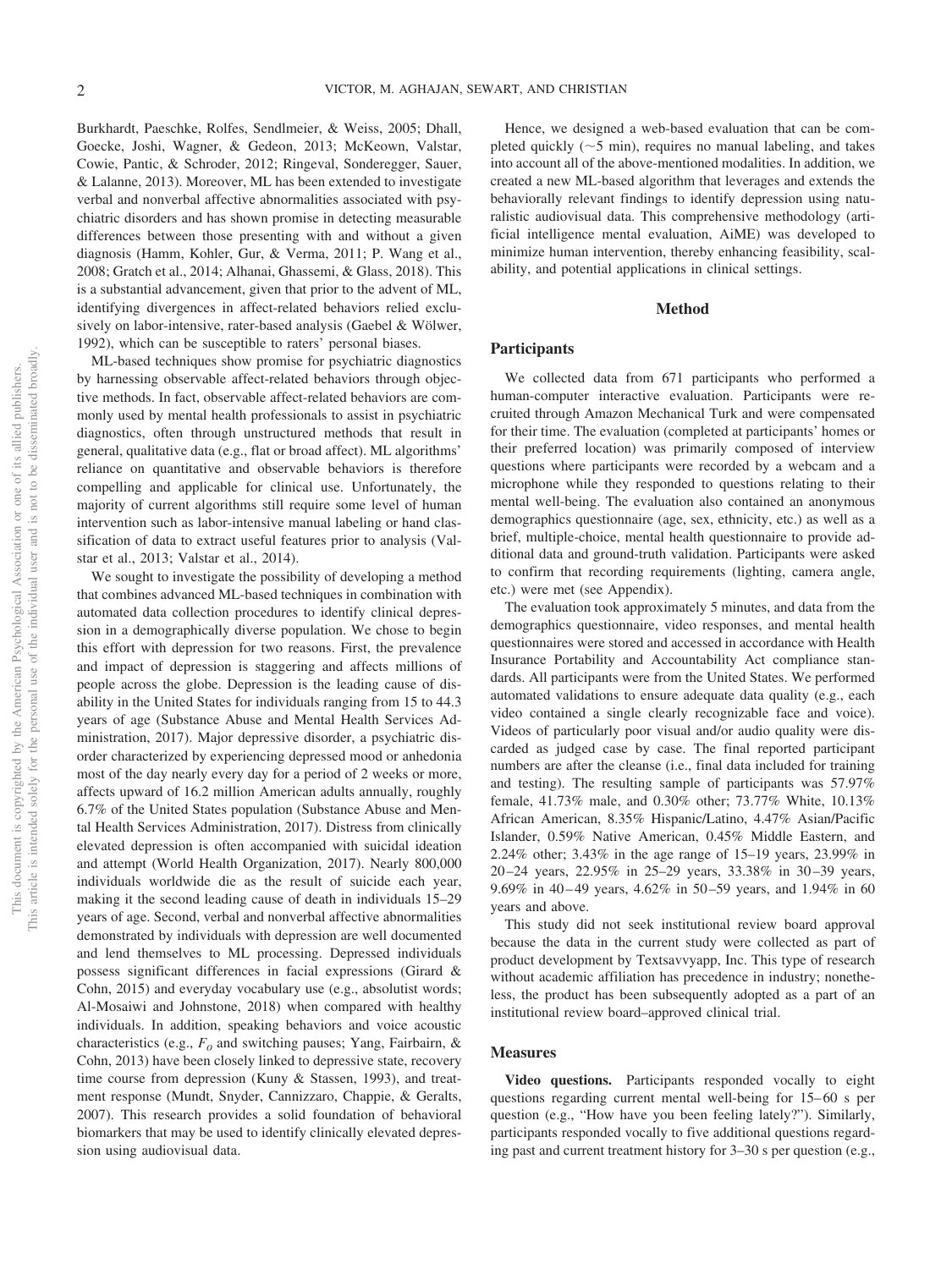Burkhardt, Paeschke, Rolfes, Sendlmeier, & Weiss, 2005; Dhall, Goecke, Joshi, Wagner, & Gedeon, 2013; McKeown, Valstar, Cowie, Pantic, & Schroder, 2012; Ringeval, Sonderegger, Sauer, & Lalanne, 2013). Moreover, ML has been extended to investigate verbal and nonverbal affective abnormalities associated with psychiatric disorders and has shown promise in detecting measurable differences between those presenting with and without a given diagnosis (Hamm, Kohler, Gur, & Verma, 2011; P. Wang et al., 2008; Gratch et al., 2014; Alhanai, Ghassemi, & Glass, 2018). This is a substantial advancement, given that prior to the advent of ML, identifying divergences in affect-related behaviors relied exclusively on labor-intensive, rater-based analysis (Gaebel & Wölwer, 1992), which can be susceptible to raters' personal biases.

ML-based techniques show promise for psychiatric diagnostics by harnessing observable affect-related behaviors through objective methods. In fact, observable affect-related behaviors are commonly used by mental health professionals to assist in psychiatric diagnostics, often through unstructured methods that result in general, qualitative data (e.g., flat or broad affect). ML algorithms' reliance on quantitative and observable behaviors is therefore compelling and applicable for clinical use. Unfortunately, the majority of current algorithms still require some level of human intervention such as labor-intensive manual labeling or hand classification of data to extract useful features prior to analysis (Valstar et al., 2013; Valstar et al., 2014).

We sought to investigate the possibility of developing a method that combines advanced ML-based techniques in combination with automated data collection procedures to identify clinical depression in a demographically diverse population. We chose to begin this effort with depression for two reasons. First, the prevalence and impact of depression is staggering and affects millions of people across the globe. Depression is the leading cause of disability in the United States for individuals ranging from 15 to 44.3 years of age (Substance Abuse and Mental Health Services Administration, 2017). Major depressive disorder, a psychiatric disorder characterized by experiencing depressed mood or anhedonia most of the day nearly every day for a period of 2 weeks or more, affects upward of 16.2 million American adults annually, roughly 6.7% of the United States population (Substance Abuse and Mental Health Services Administration, 2017). Distress from clinically elevated depression is often accompanied with suicidal ideation and attempt (World Health Organization, 2017). Nearly 800,000 individuals worldwide die as the result of suicide each year, making it the second leading cause of death in individuals 15–29 years of age. Second, verbal and nonverbal affective abnormalities demonstrated by individuals with depression are well documented and lend themselves to ML processing. Depressed individuals possess significant differences in facial expressions (Girard & Cohn, 2015) and everyday vocabulary use (e.g., absolutist words; Al-Mosaiwi and Johnstone, 2018) when compared with healthy individuals. In addition, speaking behaviors and voice acoustic characteristics (e.g., $F_o$ and switching pauses; Yang, Fairbairn, & Cohn, 2013) have been closely linked to depressive state, recovery time course from depression (Kuny & Stassen, 1993), and treatment response (Mundt, Snyder, Cannizzaro, Chappie, & Geralts, 2007). This research provides a solid foundation of behavioral biomarkers that may be used to identify clinically elevated depression using audiovisual data.

Hence, we designed a web-based evaluation that can be completed quickly (~5 min), requires no manual labeling, and takes into account all of the above-mentioned modalities. In addition, we created a new ML-based algorithm that leverages and extends the behaviorally relevant findings to identify depression using naturalistic audiovisual data. This comprehensive methodology (artificial intelligence mental evaluation, AiME) was developed to minimize human intervention, thereby enhancing feasibility, scalability, and potential applications in clinical settings.

## Method

### Participants

We collected data from 671 participants who performed a human-computer interactive evaluation. Participants were recruited through Amazon Mechanical Turk and were compensated for their time. The evaluation (completed at participants' homes or their preferred location) was primarily composed of interview questions where participants were recorded by a webcam and a microphone while they responded to questions relating to their mental well-being. The evaluation also contained an anonymous demographics questionnaire (age, sex, ethnicity, etc.) as well as a brief, multiple-choice, mental health questionnaire to provide additional data and ground-truth validation. Participants were asked to confirm that recording requirements (lighting, camera angle, etc.) were met (see Appendix).

The evaluation took approximately 5 minutes, and data from the demographics questionnaire, video responses, and mental health questionnaires were stored and accessed in accordance with Health Insurance Portability and Accountability Act compliance standards. All participants were from the United States. We performed automated validations to ensure adequate data quality (e.g., each video contained a single clearly recognizable face and voice). Videos of particularly poor visual and/or audio quality were discarded as judged case by case. The final reported participant numbers are after the cleanse (i.e., final data included for training and testing). The resulting sample of participants was 57.97% female, 41.73% male, and 0.30% other; 73.77% White, 10.13% African American, 8.35% Hispanic/Latino, 4.47% Asian/Pacific Islander, 0.59% Native American, 0.45% Middle Eastern, and 2.24% other; 3.43% in the age range of 15–19 years, 23.99% in 20–24 years, 22.95% in 25–29 years, 33.38% in 30–39 years, 9.69% in 40–49 years, 4.62% in 50–59 years, and 1.94% in 60 years and above.

This study did not seek institutional review board approval because the data in the current study were collected as part of product development by Textsavvyapp, Inc. This type of research without academic affiliation has precedence in industry; nonetheless, the product has been subsequently adopted as a part of an institutional review board–approved clinical trial.

### Measures

**Video questions.** Participants responded vocally to eight questions regarding current mental well-being for 15–60 s per question (e.g., "How have you been feeling lately?"). Similarly, participants responded vocally to five additional questions regarding past and current treatment history for 3–30 s per question (e.g.,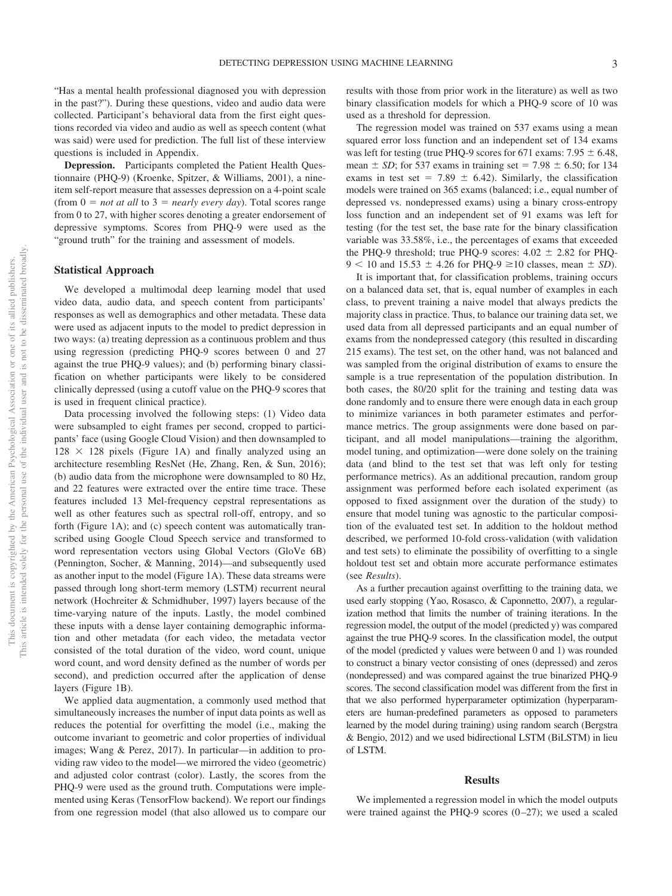"Has a mental health professional diagnosed you with depression in the past?"). During these questions, video and audio data were collected. Participant's behavioral data from the first eight questions recorded via video and audio as well as speech content (what was said) were used for prediction. The full list of these interview questions is included in Appendix.

**Depression.** Participants completed the Patient Health Questionnaire (PHQ-9) (Kroenke, Spitzer, & Williams, 2001), a nine-item self-report measure that assesses depression on a 4-point scale (from 0 = *not at all* to 3 = *nearly every day*). Total scores range from 0 to 27, with higher scores denoting a greater endorsement of depressive symptoms. Scores from PHQ-9 were used as the "ground truth" for the training and assessment of models.

## Statistical Approach

We developed a multimodal deep learning model that used video data, audio data, and speech content from participants' responses as well as demographics and other metadata. These data were used as adjacent inputs to the model to predict depression in two ways: (a) treating depression as a continuous problem and thus using regression (predicting PHQ-9 scores between 0 and 27 against the true PHQ-9 values); and (b) performing binary classification on whether participants were likely to be considered clinically depressed (using a cutoff value on the PHQ-9 scores that is used in frequent clinical practice).

Data processing involved the following steps: (1) Video data were subsampled to eight frames per second, cropped to participants' face (using Google Cloud Vision) and then downsampled to $128 \times 128$ pixels (Figure 1A) and finally analyzed using an architecture resembling ResNet (He, Zhang, Ren, & Sun, 2016); (b) audio data from the microphone were downsampled to 80 Hz, and 22 features were extracted over the entire time trace. These features included 13 Mel-frequency cepstral representations as well as other features such as spectral roll-off, entropy, and so forth (Figure 1A); and (c) speech content was automatically transcribed using Google Cloud Speech service and transformed to word representation vectors using Global Vectors (GloVe 6B) (Pennington, Socher, & Manning, 2014)—and subsequently used as another input to the model (Figure 1A). These data streams were passed through long short-term memory (LSTM) recurrent neural network (Hochreiter & Schmidhuber, 1997) layers because of the time-varying nature of the inputs. Lastly, the model combined these inputs with a dense layer containing demographic information and other metadata (for each video, the metadata vector consisted of the total duration of the video, word count, unique word count, and word density defined as the number of words per second), and prediction occurred after the application of dense layers (Figure 1B).

We applied data augmentation, a commonly used method that simultaneously increases the number of input data points as well as reduces the potential for overfitting the model (i.e., making the outcome invariant to geometric and color properties of individual images; Wang & Perez, 2017). In particular—in addition to providing raw video to the model—we mirrored the video (geometric) and adjusted color contrast (color). Lastly, the scores from the PHQ-9 were used as the ground truth. Computations were implemented using Keras (TensorFlow backend). We report our findings from one regression model (that also allowed us to compare our results with those from prior work in the literature) as well as two binary classification models for which a PHQ-9 score of 10 was used as a threshold for depression.

The regression model was trained on 537 exams using a mean squared error loss function and an independent set of 134 exams was left for testing (true PHQ-9 scores for 671 exams: $7.95 \pm 6.48$, mean $\pm$ *SD*; for 537 exams in training set $= 7.98 \pm 6.50$; for 134 exams in test set $= 7.89 \pm 6.42$). Similarly, the classification models were trained on 365 exams (balanced; i.e., equal number of depressed vs. nondepressed exams) using a binary cross-entropy loss function and an independent set of 91 exams was left for testing (for the test set, the base rate for the binary classification variable was 33.58%, i.e., the percentages of exams that exceeded the PHQ-9 threshold; true PHQ-9 scores: $4.02 \pm 2.82$ for PHQ-$9 < 10$ and $15.53 \pm 4.26$ for PHQ-$9 \geq 10$ classes, mean $\pm$ *SD*).

It is important that, for classification problems, training occurs on a balanced data set, that is, equal number of examples in each class, to prevent training a naive model that always predicts the majority class in practice. Thus, to balance our training data set, we used data from all depressed participants and an equal number of exams from the nondepressed category (this resulted in discarding 215 exams). The test set, on the other hand, was not balanced and was sampled from the original distribution of exams to ensure the sample is a true representation of the population distribution. In both cases, the 80/20 split for the training and testing data was done randomly and to ensure there were enough data in each group to minimize variances in both parameter estimates and performance metrics. The group assignments were done based on participant, and all model manipulations—training the algorithm, model tuning, and optimization—were done solely on the training data (and blind to the test set that was left only for testing performance metrics). As an additional precaution, random group assignment was performed before each isolated experiment (as opposed to fixed assignment over the duration of the study) to ensure that model tuning was agnostic to the particular composition of the evaluated test set. In addition to the holdout method described, we performed 10-fold cross-validation (with validation and test sets) to eliminate the possibility of overfitting to a single holdout test set and obtain more accurate performance estimates (see *Results*).

As a further precaution against overfitting to the training data, we used early stopping (Yao, Rosasco, & Caponnetto, 2007), a regularization method that limits the number of training iterations. In the regression model, the output of the model (predicted y) was compared against the true PHQ-9 scores. In the classification model, the output of the model (predicted y values were between 0 and 1) was rounded to construct a binary vector consisting of ones (depressed) and zeros (nondepressed) and was compared against the true binarized PHQ-9 scores. The second classification model was different from the first in that we also performed hyperparameter optimization (hyperparameters are human-predefined parameters as opposed to parameters learned by the model during training) using random search (Bergstra & Bengio, 2012) and we used bidirectional LSTM (BiLSTM) in lieu of LSTM.

## Results

We implemented a regression model in which the model outputs were trained against the PHQ-9 scores (0–27); we used a scaled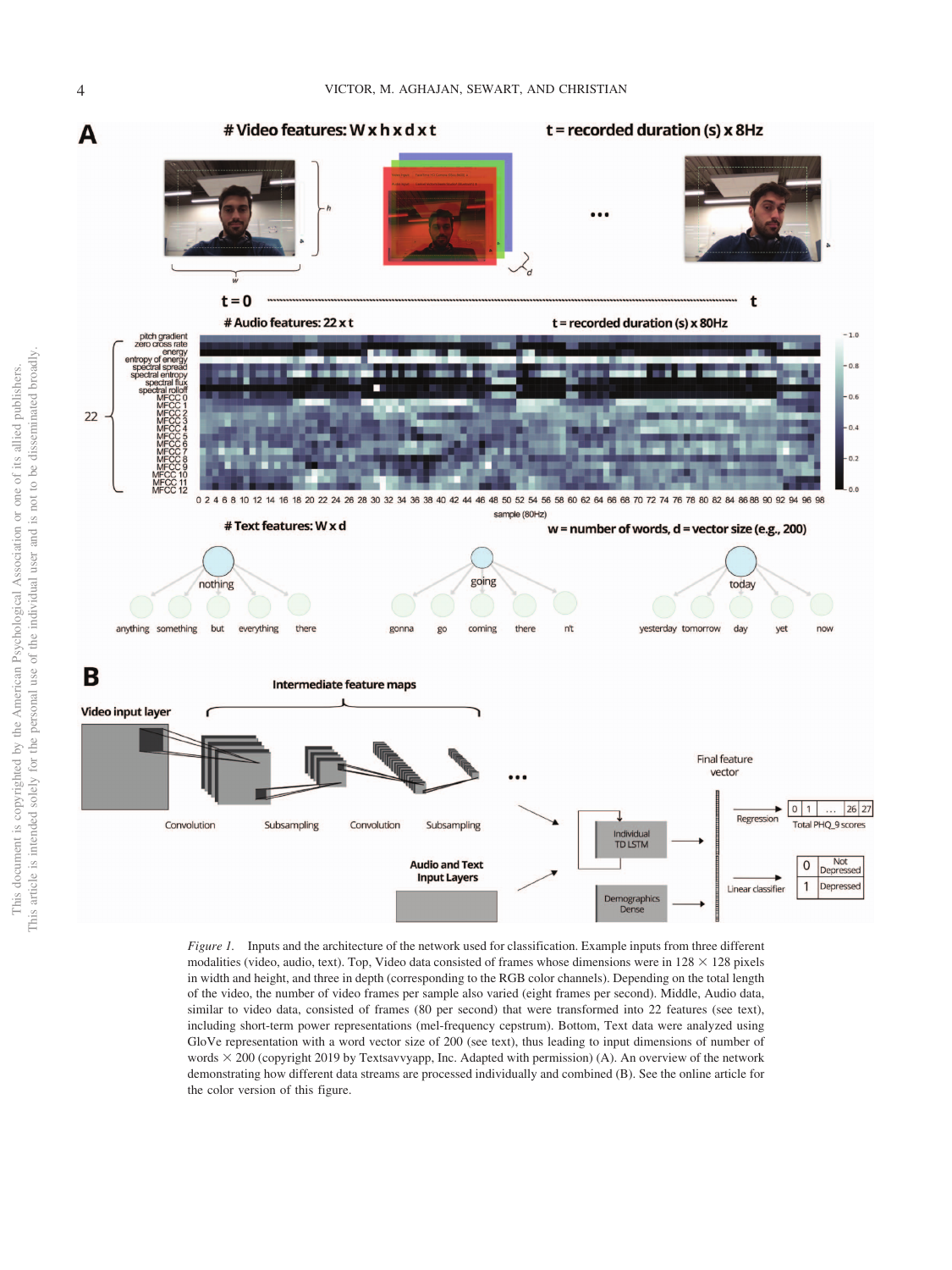*Figure 1.* Inputs and the architecture of the network used for classification. Example inputs from three different modalities (video, audio, text). Top, Video data consisted of frames whose dimensions were in 128 × 128 pixels in width and height, and three in depth (corresponding to the RGB color channels). Depending on the total length of the video, the number of video frames per sample also varied (eight frames per second). Middle, Audio data, similar to video data, consisted of frames (80 per second) that were transformed into 22 features (see text), including short-term power representations (mel-frequency cepstrum). Bottom, Text data were analyzed using GloVe representation with a word vector size of 200 (see text), thus leading to input dimensions of number of words × 200 (copyright 2019 by Textsavvyapp, Inc. Adapted with permission) (A). An overview of the network demonstrating how different data streams are processed individually and combined (B). See the online article for the color version of this figure.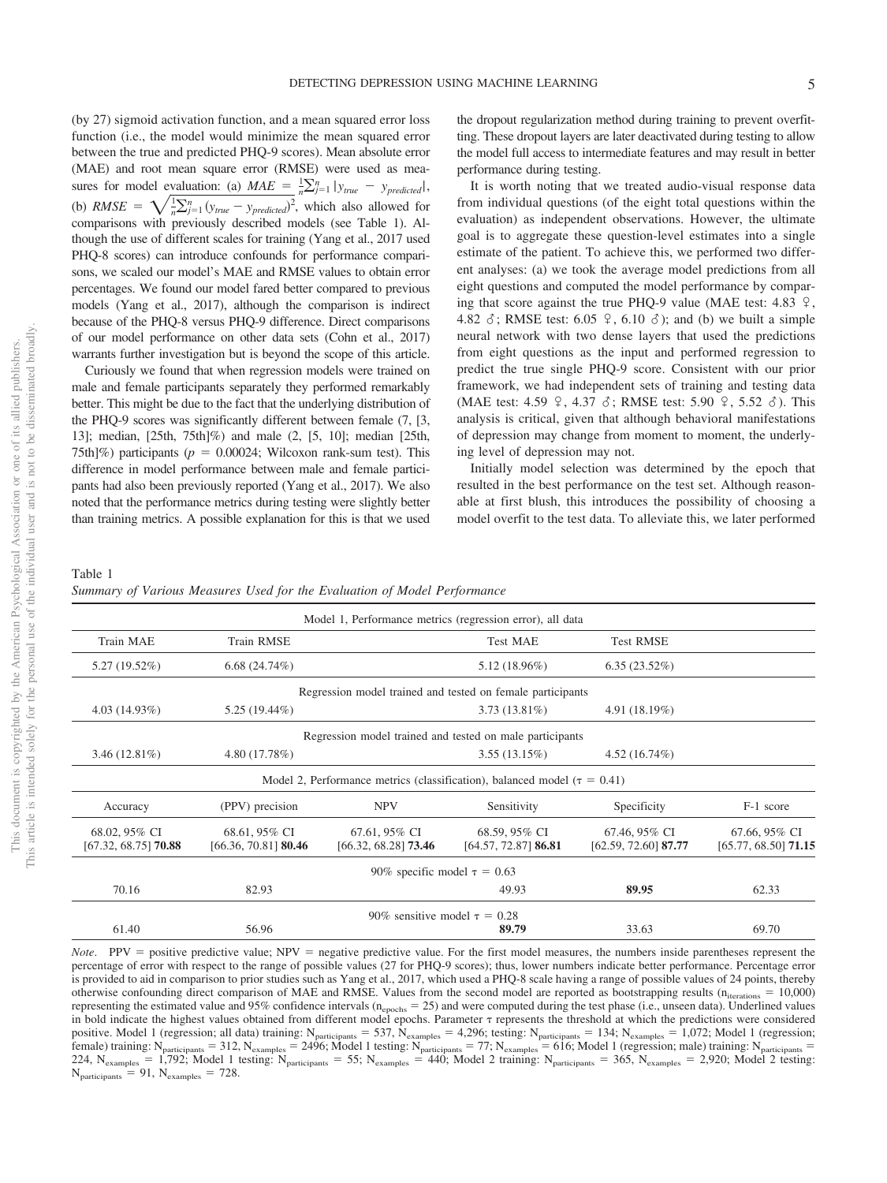(by 27) sigmoid activation function, and a mean squared error loss function (i.e., the model would minimize the mean squared error between the true and predicted PHQ-9 scores). Mean absolute error (MAE) and root mean square error (RMSE) were used as measures for model evaluation: (a) $MAE = \frac{1}{n}\sum_{j=1}^{n} |y_{true} - y_{predicted}|$, (b) $RMSE = \sqrt{\frac{1}{n}\sum_{j=1}^{n} (y_{true} - y_{predicted})^2}$, which also allowed for comparisons with previously described models (see Table 1). Although the use of different scales for training (Yang et al., 2017 used PHQ-8 scores) can introduce confounds for performance comparisons, we scaled our model's MAE and RMSE values to obtain error percentages. We found our model fared better compared to previous models (Yang et al., 2017), although the comparison is indirect because of the PHQ-8 versus PHQ-9 difference. Direct comparisons of our model performance on other data sets (Cohn et al., 2017) warrants further investigation but is beyond the scope of this article.

Curiously we found that when regression models were trained on male and female participants separately they performed remarkably better. This might be due to the fact that the underlying distribution of the PHQ-9 scores was significantly different between female (7, [3, 13]; median, [25th, 75th]%) and male (2, [5, 10]; median [25th, 75th]%) participants ($p = 0.00024$; Wilcoxon rank-sum test). This difference in model performance between male and female participants had also been previously reported (Yang et al., 2017). We also noted that the performance metrics during testing were slightly better than training metrics. A possible explanation for this is that we used the dropout regularization method during training to prevent overfitting. These dropout layers are later deactivated during testing to allow the model full access to intermediate features and may result in better performance during testing.

It is worth noting that we treated audio-visual response data from individual questions (of the eight total questions within the evaluation) as independent observations. However, the ultimate goal is to aggregate these question-level estimates into a single estimate of the patient. To achieve this, we performed two different analyses: (a) we took the average model predictions from all eight questions and computed the model performance by comparing that score against the true PHQ-9 value (MAE test: 4.83 ♀, 4.82 ♂; RMSE test: 6.05 ♀, 6.10 ♂); and (b) we built a simple neural network with two dense layers that used the predictions from eight questions as the input and performed regression to predict the true single PHQ-9 score. Consistent with our prior framework, we had independent sets of training and testing data (MAE test: 4.59 ♀, 4.37 ♂; RMSE test: 5.90 ♀, 5.52 ♂). This analysis is critical, given that although behavioral manifestations of depression may change from moment to moment, the underlying level of depression may not.

Initially model selection was determined by the epoch that resulted in the best performance on the test set. Although reasonable at first blush, this introduces the possibility of choosing a model overfit to the test data. To alleviate this, we later performed

Table 1
*Summary of Various Measures Used for the Evaluation of Model Performance*

| Model 1, Performance metrics (regression error), all data | | | | | |
|---|---|---|---|---|---|
| Train MAE | Train RMSE | | Test MAE | Test RMSE | |
| 5.27 (19.52%) | 6.68 (24.74%) | | 5.12 (18.96%) | 6.35 (23.52%) | |
| Regression model trained and tested on female participants | | | | | |
| 4.03 (14.93%) | 5.25 (19.44%) | | 3.73 (13.81%) | 4.91 (18.19%) | |
| Regression model trained and tested on male participants | | | | | |
| 3.46 (12.81%) | 4.80 (17.78%) | | 3.55 (13.15%) | 4.52 (16.74%) | |
| Model 2, Performance metrics (classification), balanced model ($\tau = 0.41$) | | | | | |
| Accuracy | (PPV) precision | NPV | Sensitivity | Specificity | F-1 score |
| 68.02, 95% CI [67.32, 68.75] **70.88** | 68.61, 95% CI [66.36, 70.81] **80.46** | 67.61, 95% CI [66.32, 68.28] **73.46** | 68.59, 95% CI [64.57, 72.87] **86.81** | 67.46, 95% CI [62.59, 72.60] **87.77** | 67.66, 95% CI [65.77, 68.50] **71.15** |
| 90% specific model $\tau = 0.63$ | | | | | |
| 70.16 | 82.93 | | 49.93 | **89.95** | 62.33 |
| 90% sensitive model $\tau = 0.28$ | | | | | |
| 61.40 | 56.96 | | **89.79** | 33.63 | 69.70 |

*Note*. PPV = positive predictive value; NPV = negative predictive value. For the first model measures, the numbers inside parentheses represent the percentage of error with respect to the range of possible values (27 for PHQ-9 scores); thus, lower numbers indicate better performance. Percentage error is provided to aid in comparison to prior studies such as Yang et al., 2017, which used a PHQ-8 scale having a range of possible values of 24 points, thereby otherwise confounding direct comparison of MAE and RMSE. Values from the second model are reported as bootstrapping results ($n_{iterations} = 10{,}000$) representing the estimated value and 95% confidence intervals ($n_{epochs} = 25$) and were computed during the test phase (i.e., unseen data). Underlined values in bold indicate the highest values obtained from different model epochs. Parameter $\tau$ represents the threshold at which the predictions were considered positive. Model 1 (regression; all data) training: $N_{participants} = 537$, $N_{examples} = 4{,}296$; testing: $N_{participants} = 134$; $N_{examples} = 1{,}072$; Model 1 (regression; female) training: $N_{participants} = 312$, $N_{examples} = 2496$; Model 1 testing: $N_{participants} = 77$; $N_{examples} = 616$; Model 1 (regression; male) training: $N_{participants} = 224$, $N_{examples} = 1{,}792$; Model 1 testing: $N_{participants} = 55$; $N_{examples} = 440$; Model 2 training: $N_{participants} = 365$, $N_{examples} = 2{,}920$; Model 2 testing: $N_{participants} = 91$, $N_{examples} = 728$.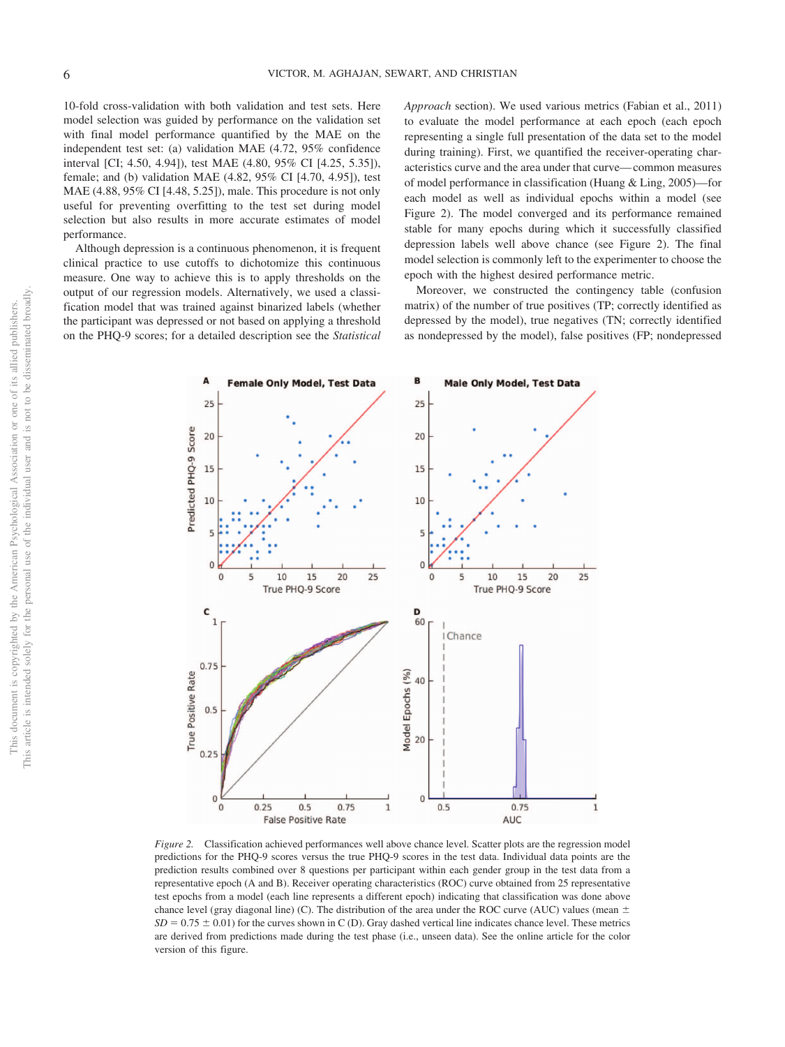10-fold cross-validation with both validation and test sets. Here model selection was guided by performance on the validation set with final model performance quantified by the MAE on the independent test set: (a) validation MAE (4.72, 95% confidence interval [CI; 4.50, 4.94]), test MAE (4.80, 95% CI [4.25, 5.35]), female; and (b) validation MAE (4.82, 95% CI [4.70, 4.95]), test MAE (4.88, 95% CI [4.48, 5.25]), male. This procedure is not only useful for preventing overfitting to the test set during model selection but also results in more accurate estimates of model performance.

Although depression is a continuous phenomenon, it is frequent clinical practice to use cutoffs to dichotomize this continuous measure. One way to achieve this is to apply thresholds on the output of our regression models. Alternatively, we used a classification model that was trained against binarized labels (whether the participant was depressed or not based on applying a threshold on the PHQ-9 scores; for a detailed description see the *Statistical Approach* section). We used various metrics (Fabian et al., 2011) to evaluate the model performance at each epoch (each epoch representing a single full presentation of the data set to the model during training). First, we quantified the receiver-operating characteristics curve and the area under that curve—common measures of model performance in classification (Huang & Ling, 2005)—for each model as well as individual epochs within a model (see Figure 2). The model converged and its performance remained stable for many epochs during which it successfully classified depression labels well above chance (see Figure 2). The final model selection is commonly left to the experimenter to choose the epoch with the highest desired performance metric.

Moreover, we constructed the contingency table (confusion matrix) of the number of true positives (TP; correctly identified as depressed by the model), true negatives (TN; correctly identified as nondepressed by the model), false positives (FP; nondepressed

*Figure 2.* Classification achieved performances well above chance level. Scatter plots are the regression model predictions for the PHQ-9 scores versus the true PHQ-9 scores in the test data. Individual data points are the prediction results combined over 8 questions per participant within each gender group in the test data from a representative epoch (A and B). Receiver operating characteristics (ROC) curve obtained from 25 representative test epochs from a model (each line represents a different epoch) indicating that classification was done above chance level (gray diagonal line) (C). The distribution of the area under the ROC curve (AUC) values (mean ± $SD$ = 0.75 ± 0.01) for the curves shown in C (D). Gray dashed vertical line indicates chance level. These metrics are derived from predictions made during the test phase (i.e., unseen data). See the online article for the color version of this figure.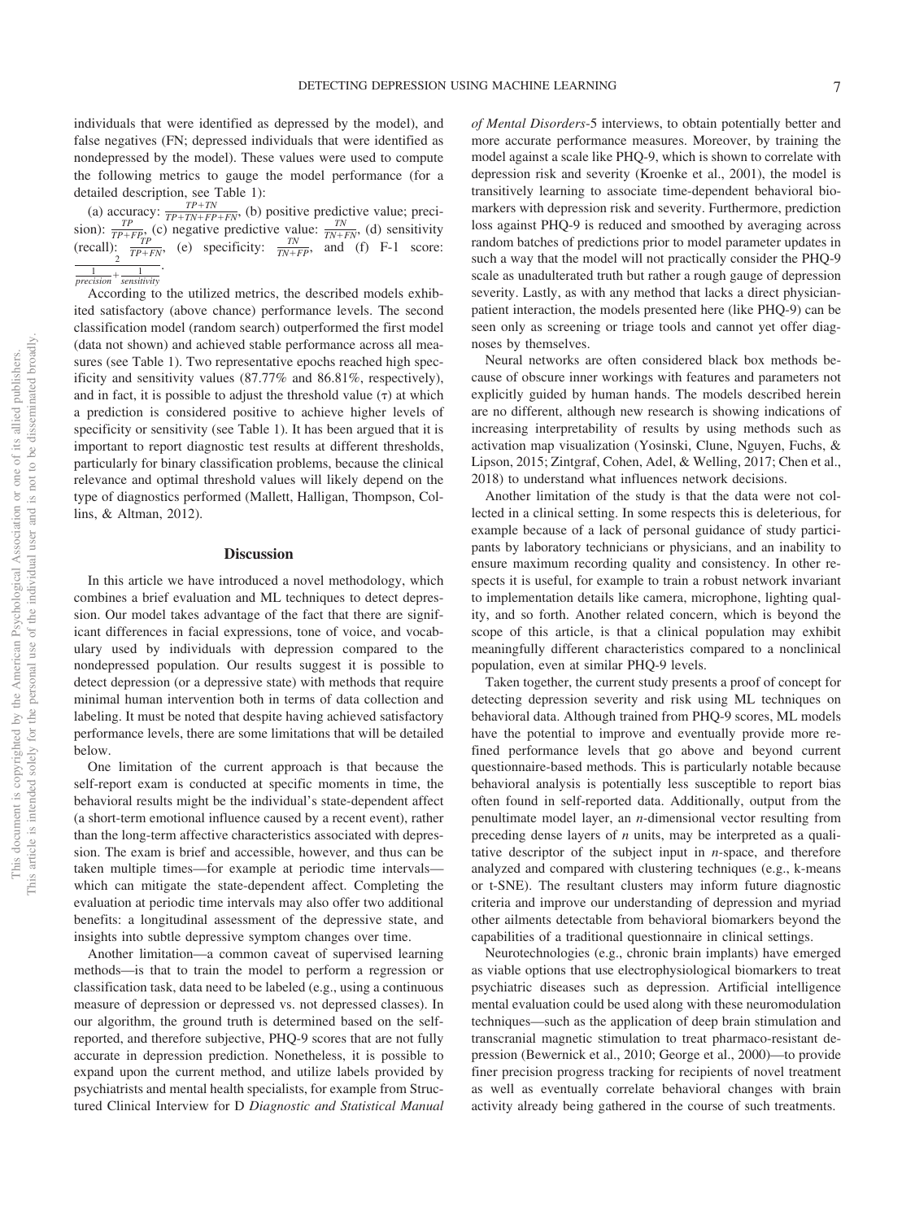individuals that were identified as depressed by the model), and false negatives (FN; depressed individuals that were identified as nondepressed by the model). These values were used to compute the following metrics to gauge the model performance (for a detailed description, see Table 1):

(a) accuracy: $\frac{TP+TN}{TP+TN+FP+FN}$, (b) positive predictive value; precision): $\frac{TP}{TP+FP}$, (c) negative predictive value: $\frac{TN}{TN+FN}$, (d) sensitivity (recall): $\frac{TP}{TP+FN}$, (e) specificity: $\frac{TN}{TN+FP}$, and (f) F-1 score: $\frac{2}{\frac{1}{precision}+\frac{1}{sensitivity}}$.

According to the utilized metrics, the described models exhibited satisfactory (above chance) performance levels. The second classification model (random search) outperformed the first model (data not shown) and achieved stable performance across all measures (see Table 1). Two representative epochs reached high specificity and sensitivity values (87.77% and 86.81%, respectively), and in fact, it is possible to adjust the threshold value ($\tau$) at which a prediction is considered positive to achieve higher levels of specificity or sensitivity (see Table 1). It has been argued that it is important to report diagnostic test results at different thresholds, particularly for binary classification problems, because the clinical relevance and optimal threshold values will likely depend on the type of diagnostics performed (Mallett, Halligan, Thompson, Collins, & Altman, 2012).

## Discussion

In this article we have introduced a novel methodology, which combines a brief evaluation and ML techniques to detect depression. Our model takes advantage of the fact that there are significant differences in facial expressions, tone of voice, and vocabulary used by individuals with depression compared to the nondepressed population. Our results suggest it is possible to detect depression (or a depressive state) with methods that require minimal human intervention both in terms of data collection and labeling. It must be noted that despite having achieved satisfactory performance levels, there are some limitations that will be detailed below.

One limitation of the current approach is that because the self-report exam is conducted at specific moments in time, the behavioral results might be the individual's state-dependent affect (a short-term emotional influence caused by a recent event), rather than the long-term affective characteristics associated with depression. The exam is brief and accessible, however, and thus can be taken multiple times—for example at periodic time intervals—which can mitigate the state-dependent affect. Completing the evaluation at periodic time intervals may also offer two additional benefits: a longitudinal assessment of the depressive state, and insights into subtle depressive symptom changes over time.

Another limitation—a common caveat of supervised learning methods—is that to train the model to perform a regression or classification task, data need to be labeled (e.g., using a continuous measure of depression or depressed vs. not depressed classes). In our algorithm, the ground truth is determined based on the self-reported, and therefore subjective, PHQ-9 scores that are not fully accurate in depression prediction. Nonetheless, it is possible to expand upon the current method, and utilize labels provided by psychiatrists and mental health specialists, for example from Structured Clinical Interview for D *Diagnostic and Statistical Manual of Mental Disorders*-5 interviews, to obtain potentially better and more accurate performance measures. Moreover, by training the model against a scale like PHQ-9, which is shown to correlate with depression risk and severity (Kroenke et al., 2001), the model is transitively learning to associate time-dependent behavioral biomarkers with depression risk and severity. Furthermore, prediction loss against PHQ-9 is reduced and smoothed by averaging across random batches of predictions prior to model parameter updates in such a way that the model will not practically consider the PHQ-9 scale as unadulterated truth but rather a rough gauge of depression severity. Lastly, as with any method that lacks a direct physician-patient interaction, the models presented here (like PHQ-9) can be seen only as screening or triage tools and cannot yet offer diagnoses by themselves.

Neural networks are often considered black box methods because of obscure inner workings with features and parameters not explicitly guided by human hands. The models described herein are no different, although new research is showing indications of increasing interpretability of results by using methods such as activation map visualization (Yosinski, Clune, Nguyen, Fuchs, & Lipson, 2015; Zintgraf, Cohen, Adel, & Welling, 2017; Chen et al., 2018) to understand what influences network decisions.

Another limitation of the study is that the data were not collected in a clinical setting. In some respects this is deleterious, for example because of a lack of personal guidance of study participants by laboratory technicians or physicians, and an inability to ensure maximum recording quality and consistency. In other respects it is useful, for example to train a robust network invariant to implementation details like camera, microphone, lighting quality, and so forth. Another related concern, which is beyond the scope of this article, is that a clinical population may exhibit meaningfully different characteristics compared to a nonclinical population, even at similar PHQ-9 levels.

Taken together, the current study presents a proof of concept for detecting depression severity and risk using ML techniques on behavioral data. Although trained from PHQ-9 scores, ML models have the potential to improve and eventually provide more refined performance levels that go above and beyond current questionnaire-based methods. This is particularly notable because behavioral analysis is potentially less susceptible to report bias often found in self-reported data. Additionally, output from the penultimate model layer, an *n*-dimensional vector resulting from preceding dense layers of *n* units, may be interpreted as a qualitative descriptor of the subject input in *n*-space, and therefore analyzed and compared with clustering techniques (e.g., k-means or t-SNE). The resultant clusters may inform future diagnostic criteria and improve our understanding of depression and myriad other ailments detectable from behavioral biomarkers beyond the capabilities of a traditional questionnaire in clinical settings.

Neurotechnologies (e.g., chronic brain implants) have emerged as viable options that use electrophysiological biomarkers to treat psychiatric diseases such as depression. Artificial intelligence mental evaluation could be used along with these neuromodulation techniques—such as the application of deep brain stimulation and transcranial magnetic stimulation to treat pharmaco-resistant depression (Bewernick et al., 2010; George et al., 2000)—to provide finer precision progress tracking for recipients of novel treatment as well as eventually correlate behavioral changes with brain activity already being gathered in the course of such treatments.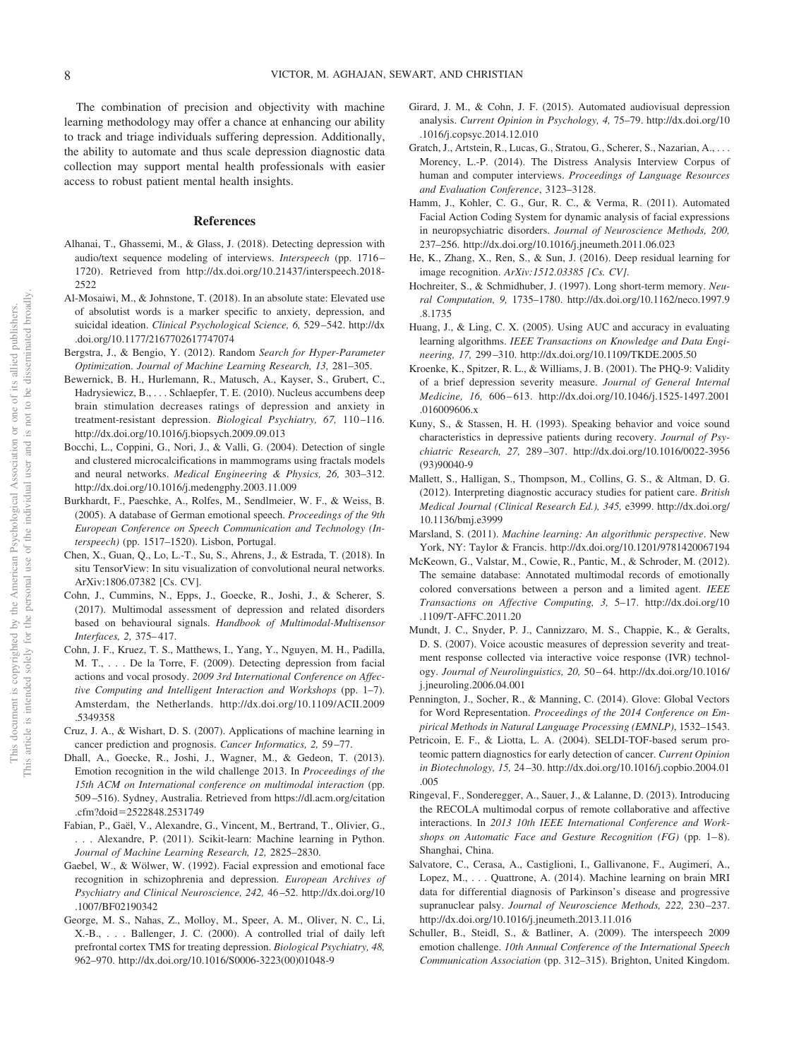The combination of precision and objectivity with machine learning methodology may offer a chance at enhancing our ability to track and triage individuals suffering depression. Additionally, the ability to automate and thus scale depression diagnostic data collection may support mental health professionals with easier access to robust patient mental health insights.

## References

Alhanai, T., Ghassemi, M., & Glass, J. (2018). Detecting depression with audio/text sequence modeling of interviews. *Interspeech* (pp. 1716–1720). Retrieved from http://dx.doi.org/10.21437/interspeech.2018-2522

Al-Mosaiwi, M., & Johnstone, T. (2018). In an absolute state: Elevated use of absolutist words is a marker specific to anxiety, depression, and suicidal ideation. *Clinical Psychological Science, 6,* 529–542. http://dx.doi.org/10.1177/2167702617747074

Bergstra, J., & Bengio, Y. (2012). Random *Search for Hyper-Parameter Optimizatio*n. *Journal of Machine Learning Research, 13,* 281–305.

Bewernick, B. H., Hurlemann, R., Matusch, A., Kayser, S., Grubert, C., Hadrysiewicz, B., . . . Schlaepfer, T. E. (2010). Nucleus accumbens deep brain stimulation decreases ratings of depression and anxiety in treatment-resistant depression. *Biological Psychiatry, 67,* 110–116. http://dx.doi.org/10.1016/j.biopsych.2009.09.013

Bocchi, L., Coppini, G., Nori, J., & Valli, G. (2004). Detection of single and clustered microcalcifications in mammograms using fractals models and neural networks. *Medical Engineering & Physics, 26,* 303–312. http://dx.doi.org/10.1016/j.medengphy.2003.11.009

Burkhardt, F., Paeschke, A., Rolfes, M., Sendlmeier, W. F., & Weiss, B. (2005). A database of German emotional speech. *Proceedings of the 9th European Conference on Speech Communication and Technology (Interspeech)* (pp. 1517–1520). Lisbon, Portugal.

Chen, X., Guan, Q., Lo, L.-T., Su, S., Ahrens, J., & Estrada, T. (2018). In situ TensorView: In situ visualization of convolutional neural networks. ArXiv:1806.07382 [Cs. CV].

Cohn, J., Cummins, N., Epps, J., Goecke, R., Joshi, J., & Scherer, S. (2017). Multimodal assessment of depression and related disorders based on behavioural signals. *Handbook of Multimodal-Multisensor Interfaces, 2,* 375–417.

Cohn, J. F., Kruez, T. S., Matthews, I., Yang, Y., Nguyen, M. H., Padilla, M. T., . . . De la Torre, F. (2009). Detecting depression from facial actions and vocal prosody. *2009 3rd International Conference on Affective Computing and Intelligent Interaction and Workshops* (pp. 1–7). Amsterdam, the Netherlands. http://dx.doi.org/10.1109/ACII.2009.5349358

Cruz, J. A., & Wishart, D. S. (2007). Applications of machine learning in cancer prediction and prognosis. *Cancer Informatics, 2,* 59–77.

Dhall, A., Goecke, R., Joshi, J., Wagner, M., & Gedeon, T. (2013). Emotion recognition in the wild challenge 2013. In *Proceedings of the 15th ACM on International conference on multimodal interaction* (pp. 509–516). Sydney, Australia. Retrieved from https://dl.acm.org/citation.cfm?doid=2522848.2531749

Fabian, P., Gaël, V., Alexandre, G., Vincent, M., Bertrand, T., Olivier, G., . . . Alexandre, P. (2011). Scikit-learn: Machine learning in Python. *Journal of Machine Learning Research, 12,* 2825–2830.

Gaebel, W., & Wölwer, W. (1992). Facial expression and emotional face recognition in schizophrenia and depression. *European Archives of Psychiatry and Clinical Neuroscience, 242,* 46–52. http://dx.doi.org/10.1007/BF02190342

George, M. S., Nahas, Z., Molloy, M., Speer, A. M., Oliver, N. C., Li, X.-B., . . . Ballenger, J. C. (2000). A controlled trial of daily left prefrontal cortex TMS for treating depression. *Biological Psychiatry, 48,* 962–970. http://dx.doi.org/10.1016/S0006-3223(00)01048-9

Girard, J. M., & Cohn, J. F. (2015). Automated audiovisual depression analysis. *Current Opinion in Psychology, 4,* 75–79. http://dx.doi.org/10.1016/j.copsyc.2014.12.010

Gratch, J., Artstein, R., Lucas, G., Stratou, G., Scherer, S., Nazarian, A., . . . Morency, L.-P. (2014). The Distress Analysis Interview Corpus of human and computer interviews. *Proceedings of Language Resources and Evaluation Conference*, 3123–3128.

Hamm, J., Kohler, C. G., Gur, R. C., & Verma, R. (2011). Automated Facial Action Coding System for dynamic analysis of facial expressions in neuropsychiatric disorders. *Journal of Neuroscience Methods, 200,* 237–256. http://dx.doi.org/10.1016/j.jneumeth.2011.06.023

He, K., Zhang, X., Ren, S., & Sun, J. (2016). Deep residual learning for image recognition. *ArXiv:1512.03385 [Cs. CV].*

Hochreiter, S., & Schmidhuber, J. (1997). Long short-term memory. *Neural Computation, 9,* 1735–1780. http://dx.doi.org/10.1162/neco.1997.9.8.1735

Huang, J., & Ling, C. X. (2005). Using AUC and accuracy in evaluating learning algorithms. *IEEE Transactions on Knowledge and Data Engineering, 17,* 299–310. http://dx.doi.org/10.1109/TKDE.2005.50

Kroenke, K., Spitzer, R. L., & Williams, J. B. (2001). The PHQ-9: Validity of a brief depression severity measure. *Journal of General Internal Medicine, 16,* 606–613. http://dx.doi.org/10.1046/j.1525-1497.2001.016009606.x

Kuny, S., & Stassen, H. H. (1993). Speaking behavior and voice sound characteristics in depressive patients during recovery. *Journal of Psychiatric Research, 27,* 289–307. http://dx.doi.org/10.1016/0022-3956(93)90040-9

Mallett, S., Halligan, S., Thompson, M., Collins, G. S., & Altman, D. G. (2012). Interpreting diagnostic accuracy studies for patient care. *British Medical Journal (Clinical Research Ed.), 345,* e3999. http://dx.doi.org/10.1136/bmj.e3999

Marsland, S. (2011). *Machine learning: An algorithmic perspective*. New York, NY: Taylor & Francis. http://dx.doi.org/10.1201/9781420067194

McKeown, G., Valstar, M., Cowie, R., Pantic, M., & Schroder, M. (2012). The semaine database: Annotated multimodal records of emotionally colored conversations between a person and a limited agent. *IEEE Transactions on Affective Computing, 3,* 5–17. http://dx.doi.org/10.1109/T-AFFC.2011.20

Mundt, J. C., Snyder, P. J., Cannizzaro, M. S., Chappie, K., & Geralts, D. S. (2007). Voice acoustic measures of depression severity and treatment response collected via interactive voice response (IVR) technology. *Journal of Neurolinguistics, 20,* 50–64. http://dx.doi.org/10.1016/j.jneuroling.2006.04.001

Pennington, J., Socher, R., & Manning, C. (2014). Glove: Global Vectors for Word Representation. *Proceedings of the 2014 Conference on Empirical Methods in Natural Language Processing (EMNLP)*, 1532–1543.

Petricoin, E. F., & Liotta, L. A. (2004). SELDI-TOF-based serum proteomic pattern diagnostics for early detection of cancer. *Current Opinion in Biotechnology, 15,* 24–30. http://dx.doi.org/10.1016/j.copbio.2004.01.005

Ringeval, F., Sonderegger, A., Sauer, J., & Lalanne, D. (2013). Introducing the RECOLA multimodal corpus of remote collaborative and affective interactions. In *2013 10th IEEE International Conference and Workshops on Automatic Face and Gesture Recognition (FG)* (pp. 1–8). Shanghai, China.

Salvatore, C., Cerasa, A., Castiglioni, I., Gallivanone, F., Augimeri, A., Lopez, M., . . . Quattrone, A. (2014). Machine learning on brain MRI data for differential diagnosis of Parkinson's disease and progressive supranuclear palsy. *Journal of Neuroscience Methods, 222,* 230–237. http://dx.doi.org/10.1016/j.jneumeth.2013.11.016

Schuller, B., Steidl, S., & Batliner, A. (2009). The interspeech 2009 emotion challenge. *10th Annual Conference of the International Speech Communication Association* (pp. 312–315). Brighton, United Kingdom.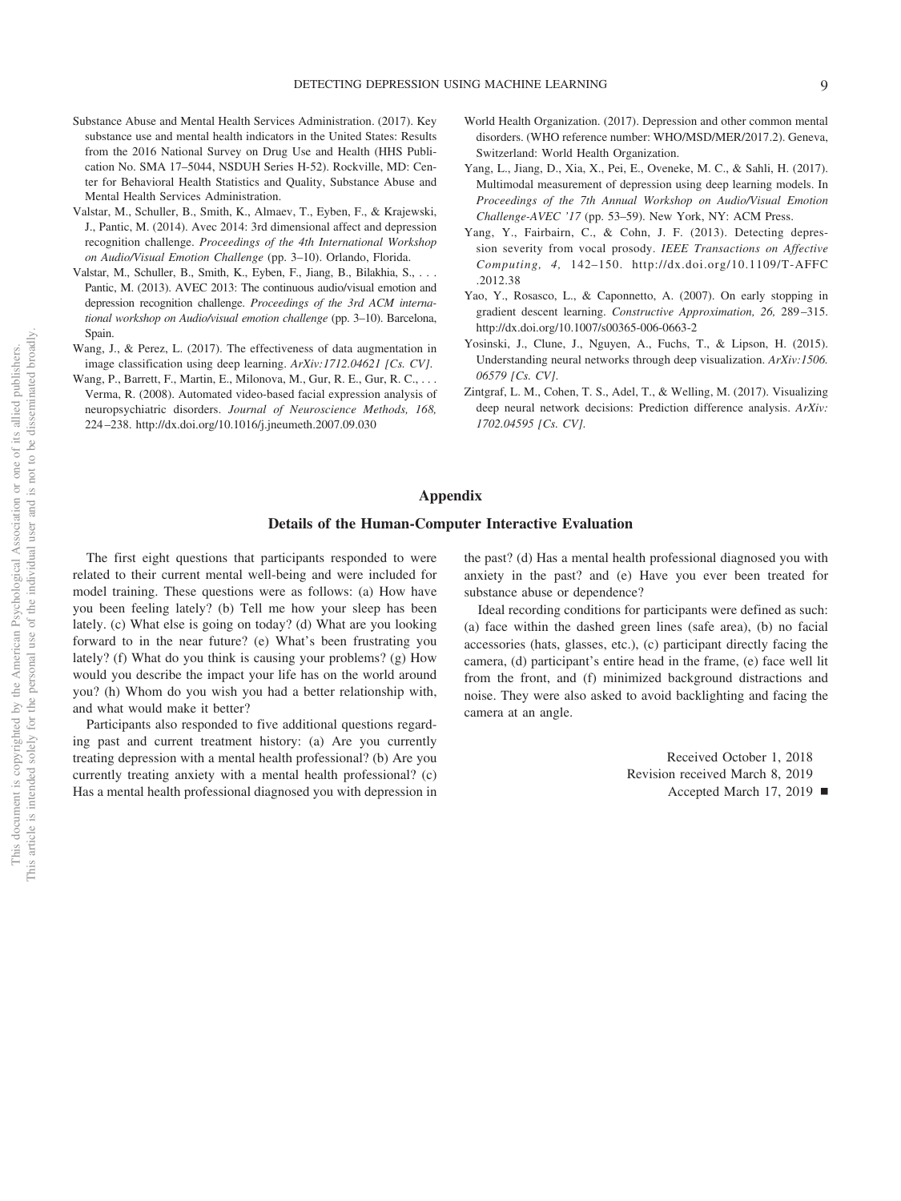Substance Abuse and Mental Health Services Administration. (2017). Key substance use and mental health indicators in the United States: Results from the 2016 National Survey on Drug Use and Health (HHS Publication No. SMA 17–5044, NSDUH Series H-52). Rockville, MD: Center for Behavioral Health Statistics and Quality, Substance Abuse and Mental Health Services Administration.

Valstar, M., Schuller, B., Smith, K., Almaev, T., Eyben, F., & Krajewski, J., Pantic, M. (2014). Avec 2014: 3rd dimensional affect and depression recognition challenge. *Proceedings of the 4th International Workshop on Audio/Visual Emotion Challenge* (pp. 3–10). Orlando, Florida.

Valstar, M., Schuller, B., Smith, K., Eyben, F., Jiang, B., Bilakhia, S., . . . Pantic, M. (2013). AVEC 2013: The continuous audio/visual emotion and depression recognition challenge. *Proceedings of the 3rd ACM international workshop on Audio/visual emotion challenge* (pp. 3–10). Barcelona, Spain.

Wang, J., & Perez, L. (2017). The effectiveness of data augmentation in image classification using deep learning. *ArXiv:1712.04621 [Cs. CV]*.

Wang, P., Barrett, F., Martin, E., Milonova, M., Gur, R. E., Gur, R. C., . . . Verma, R. (2008). Automated video-based facial expression analysis of neuropsychiatric disorders. *Journal of Neuroscience Methods, 168,* 224–238. http://dx.doi.org/10.1016/j.jneumeth.2007.09.030

World Health Organization. (2017). Depression and other common mental disorders. (WHO reference number: WHO/MSD/MER/2017.2). Geneva, Switzerland: World Health Organization.

Yang, L., Jiang, D., Xia, X., Pei, E., Oveneke, M. C., & Sahli, H. (2017). Multimodal measurement of depression using deep learning models. In *Proceedings of the 7th Annual Workshop on Audio/Visual Emotion Challenge-AVEC '17* (pp. 53–59). New York, NY: ACM Press.

Yang, Y., Fairbairn, C., & Cohn, J. F. (2013). Detecting depression severity from vocal prosody. *IEEE Transactions on Affective Computing, 4,* 142–150. http://dx.doi.org/10.1109/T-AFFC.2012.38

Yao, Y., Rosasco, L., & Caponnetto, A. (2007). On early stopping in gradient descent learning. *Constructive Approximation, 26,* 289–315. http://dx.doi.org/10.1007/s00365-006-0663-2

Yosinski, J., Clune, J., Nguyen, A., Fuchs, T., & Lipson, H. (2015). Understanding neural networks through deep visualization. *ArXiv:1506.06579 [Cs. CV]*.

Zintgraf, L. M., Cohen, T. S., Adel, T., & Welling, M. (2017). Visualizing deep neural network decisions: Prediction difference analysis. *ArXiv:1702.04595 [Cs. CV]*.

## Appendix

### Details of the Human-Computer Interactive Evaluation

The first eight questions that participants responded to were related to their current mental well-being and were included for model training. These questions were as follows: (a) How have you been feeling lately? (b) Tell me how your sleep has been lately. (c) What else is going on today? (d) What are you looking forward to in the near future? (e) What's been frustrating you lately? (f) What do you think is causing your problems? (g) How would you describe the impact your life has on the world around you? (h) Whom do you wish you had a better relationship with, and what would make it better?

Participants also responded to five additional questions regarding past and current treatment history: (a) Are you currently treating depression with a mental health professional? (b) Are you currently treating anxiety with a mental health professional? (c) Has a mental health professional diagnosed you with depression in the past? (d) Has a mental health professional diagnosed you with anxiety in the past? and (e) Have you ever been treated for substance abuse or dependence?

Ideal recording conditions for participants were defined as such: (a) face within the dashed green lines (safe area), (b) no facial accessories (hats, glasses, etc.), (c) participant directly facing the camera, (d) participant's entire head in the frame, (e) face well lit from the front, and (f) minimized background distractions and noise. They were also asked to avoid backlighting and facing the camera at an angle.

Received October 1, 2018
Revision received March 8, 2019
Accepted March 17, 2019 ■